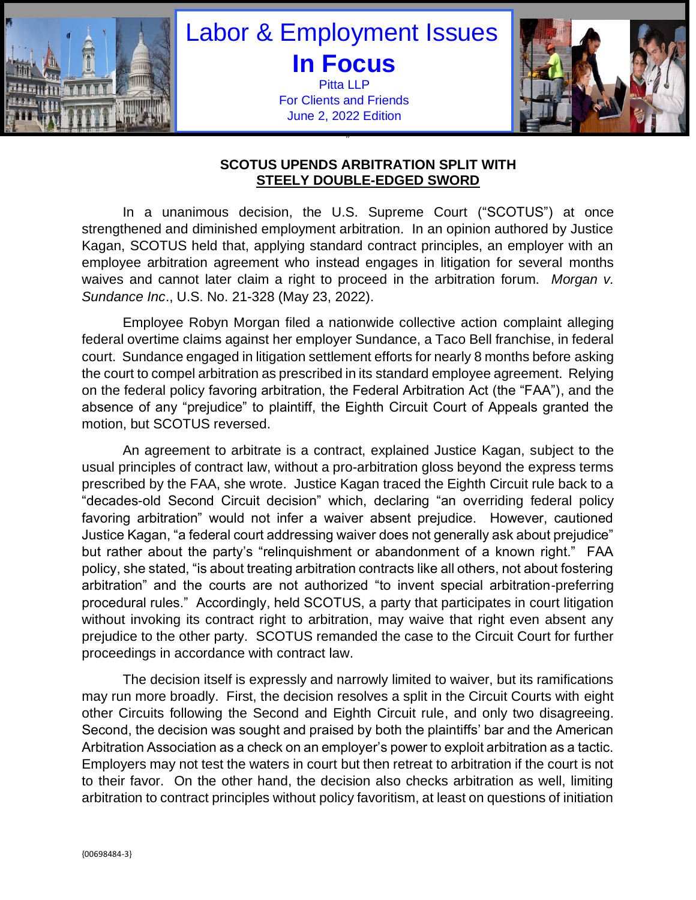# Labor & Employment Issues

# In Focus

Pitta LLP
For Clients and Friends
June 2, 2022 Edition

## SCOTUS UPENDS ARBITRATION SPLIT WITH STEELY DOUBLE-EDGED SWORD

In a unanimous decision, the U.S. Supreme Court ("SCOTUS") at once strengthened and diminished employment arbitration. In an opinion authored by Justice Kagan, SCOTUS held that, applying standard contract principles, an employer with an employee arbitration agreement who instead engages in litigation for several months waives and cannot later claim a right to proceed in the arbitration forum. *Morgan v. Sundance Inc*., U.S. No. 21-328 (May 23, 2022).

Employee Robyn Morgan filed a nationwide collective action complaint alleging federal overtime claims against her employer Sundance, a Taco Bell franchise, in federal court. Sundance engaged in litigation settlement efforts for nearly 8 months before asking the court to compel arbitration as prescribed in its standard employee agreement. Relying on the federal policy favoring arbitration, the Federal Arbitration Act (the "FAA"), and the absence of any "prejudice" to plaintiff, the Eighth Circuit Court of Appeals granted the motion, but SCOTUS reversed.

An agreement to arbitrate is a contract, explained Justice Kagan, subject to the usual principles of contract law, without a pro-arbitration gloss beyond the express terms prescribed by the FAA, she wrote. Justice Kagan traced the Eighth Circuit rule back to a "decades-old Second Circuit decision" which, declaring "an overriding federal policy favoring arbitration" would not infer a waiver absent prejudice. However, cautioned Justice Kagan, "a federal court addressing waiver does not generally ask about prejudice" but rather about the party's "relinquishment or abandonment of a known right." FAA policy, she stated, "is about treating arbitration contracts like all others, not about fostering arbitration" and the courts are not authorized "to invent special arbitration-preferring procedural rules." Accordingly, held SCOTUS, a party that participates in court litigation without invoking its contract right to arbitration, may waive that right even absent any prejudice to the other party. SCOTUS remanded the case to the Circuit Court for further proceedings in accordance with contract law.

The decision itself is expressly and narrowly limited to waiver, but its ramifications may run more broadly. First, the decision resolves a split in the Circuit Courts with eight other Circuits following the Second and Eighth Circuit rule, and only two disagreeing. Second, the decision was sought and praised by both the plaintiffs' bar and the American Arbitration Association as a check on an employer's power to exploit arbitration as a tactic. Employers may not test the waters in court but then retreat to arbitration if the court is not to their favor. On the other hand, the decision also checks arbitration as well, limiting arbitration to contract principles without policy favoritism, at least on questions of initiation

{00698484-3}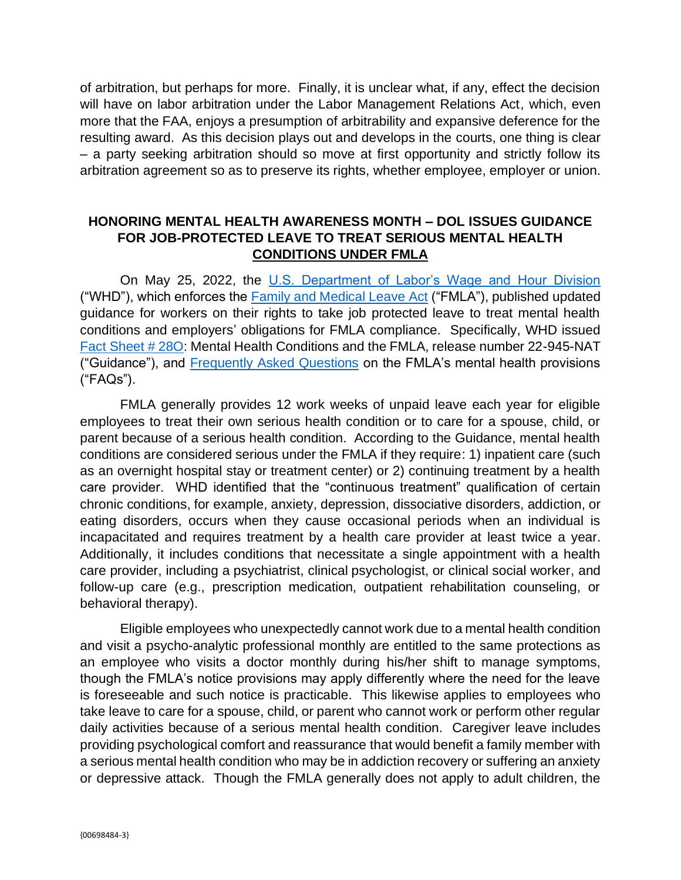of arbitration, but perhaps for more. Finally, it is unclear what, if any, effect the decision will have on labor arbitration under the Labor Management Relations Act, which, even more that the FAA, enjoys a presumption of arbitrability and expansive deference for the resulting award. As this decision plays out and develops in the courts, one thing is clear – a party seeking arbitration should so move at first opportunity and strictly follow its arbitration agreement so as to preserve its rights, whether employee, employer or union.

## HONORING MENTAL HEALTH AWARENESS MONTH – DOL ISSUES GUIDANCE FOR JOB-PROTECTED LEAVE TO TREAT SERIOUS MENTAL HEALTH CONDITIONS UNDER FMLA

On May 25, 2022, the U.S. Department of Labor's Wage and Hour Division ("WHD"), which enforces the Family and Medical Leave Act ("FMLA"), published updated guidance for workers on their rights to take job protected leave to treat mental health conditions and employers' obligations for FMLA compliance. Specifically, WHD issued Fact Sheet # 28O: Mental Health Conditions and the FMLA, release number 22-945-NAT ("Guidance"), and Frequently Asked Questions on the FMLA's mental health provisions ("FAQs").

FMLA generally provides 12 work weeks of unpaid leave each year for eligible employees to treat their own serious health condition or to care for a spouse, child, or parent because of a serious health condition. According to the Guidance, mental health conditions are considered serious under the FMLA if they require: 1) inpatient care (such as an overnight hospital stay or treatment center) or 2) continuing treatment by a health care provider. WHD identified that the "continuous treatment" qualification of certain chronic conditions, for example, anxiety, depression, dissociative disorders, addiction, or eating disorders, occurs when they cause occasional periods when an individual is incapacitated and requires treatment by a health care provider at least twice a year. Additionally, it includes conditions that necessitate a single appointment with a health care provider, including a psychiatrist, clinical psychologist, or clinical social worker, and follow-up care (e.g., prescription medication, outpatient rehabilitation counseling, or behavioral therapy).

Eligible employees who unexpectedly cannot work due to a mental health condition and visit a psycho-analytic professional monthly are entitled to the same protections as an employee who visits a doctor monthly during his/her shift to manage symptoms, though the FMLA's notice provisions may apply differently where the need for the leave is foreseeable and such notice is practicable. This likewise applies to employees who take leave to care for a spouse, child, or parent who cannot work or perform other regular daily activities because of a serious mental health condition. Caregiver leave includes providing psychological comfort and reassurance that would benefit a family member with a serious mental health condition who may be in addiction recovery or suffering an anxiety or depressive attack. Though the FMLA generally does not apply to adult children, the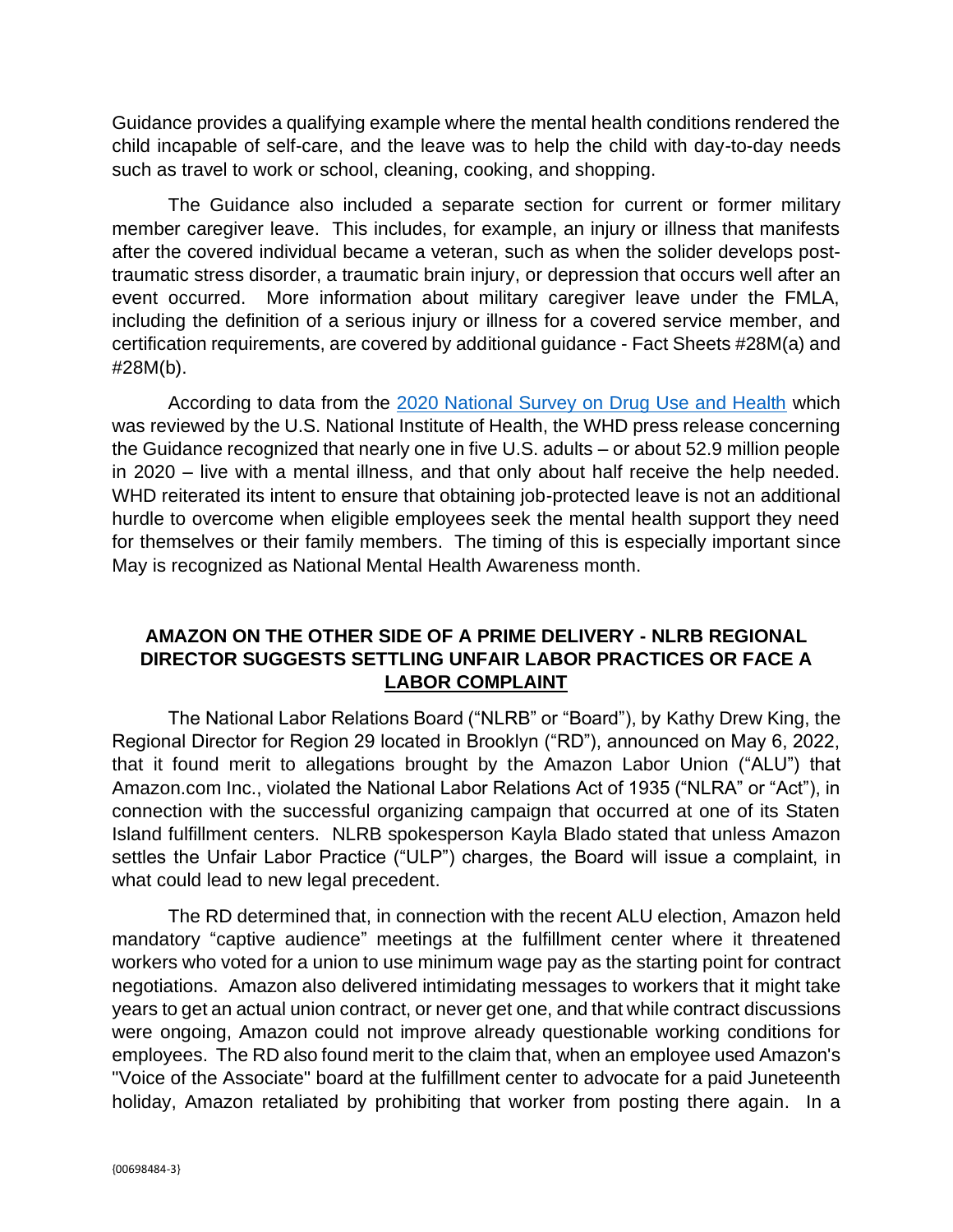Guidance provides a qualifying example where the mental health conditions rendered the child incapable of self-care, and the leave was to help the child with day-to-day needs such as travel to work or school, cleaning, cooking, and shopping.

The Guidance also included a separate section for current or former military member caregiver leave. This includes, for example, an injury or illness that manifests after the covered individual became a veteran, such as when the solider develops post-traumatic stress disorder, a traumatic brain injury, or depression that occurs well after an event occurred. More information about military caregiver leave under the FMLA, including the definition of a serious injury or illness for a covered service member, and certification requirements, are covered by additional guidance - Fact Sheets #28M(a) and #28M(b).

According to data from the 2020 National Survey on Drug Use and Health which was reviewed by the U.S. National Institute of Health, the WHD press release concerning the Guidance recognized that nearly one in five U.S. adults – or about 52.9 million people in 2020 – live with a mental illness, and that only about half receive the help needed. WHD reiterated its intent to ensure that obtaining job-protected leave is not an additional hurdle to overcome when eligible employees seek the mental health support they need for themselves or their family members. The timing of this is especially important since May is recognized as National Mental Health Awareness month.

## AMAZON ON THE OTHER SIDE OF A PRIME DELIVERY - NLRB REGIONAL DIRECTOR SUGGESTS SETTLING UNFAIR LABOR PRACTICES OR FACE A LABOR COMPLAINT

The National Labor Relations Board ("NLRB" or "Board"), by Kathy Drew King, the Regional Director for Region 29 located in Brooklyn ("RD"), announced on May 6, 2022, that it found merit to allegations brought by the Amazon Labor Union ("ALU") that Amazon.com Inc., violated the National Labor Relations Act of 1935 ("NLRA" or "Act"), in connection with the successful organizing campaign that occurred at one of its Staten Island fulfillment centers. NLRB spokesperson Kayla Blado stated that unless Amazon settles the Unfair Labor Practice ("ULP") charges, the Board will issue a complaint, in what could lead to new legal precedent.

The RD determined that, in connection with the recent ALU election, Amazon held mandatory "captive audience" meetings at the fulfillment center where it threatened workers who voted for a union to use minimum wage pay as the starting point for contract negotiations. Amazon also delivered intimidating messages to workers that it might take years to get an actual union contract, or never get one, and that while contract discussions were ongoing, Amazon could not improve already questionable working conditions for employees. The RD also found merit to the claim that, when an employee used Amazon's "Voice of the Associate" board at the fulfillment center to advocate for a paid Juneteenth holiday, Amazon retaliated by prohibiting that worker from posting there again. In a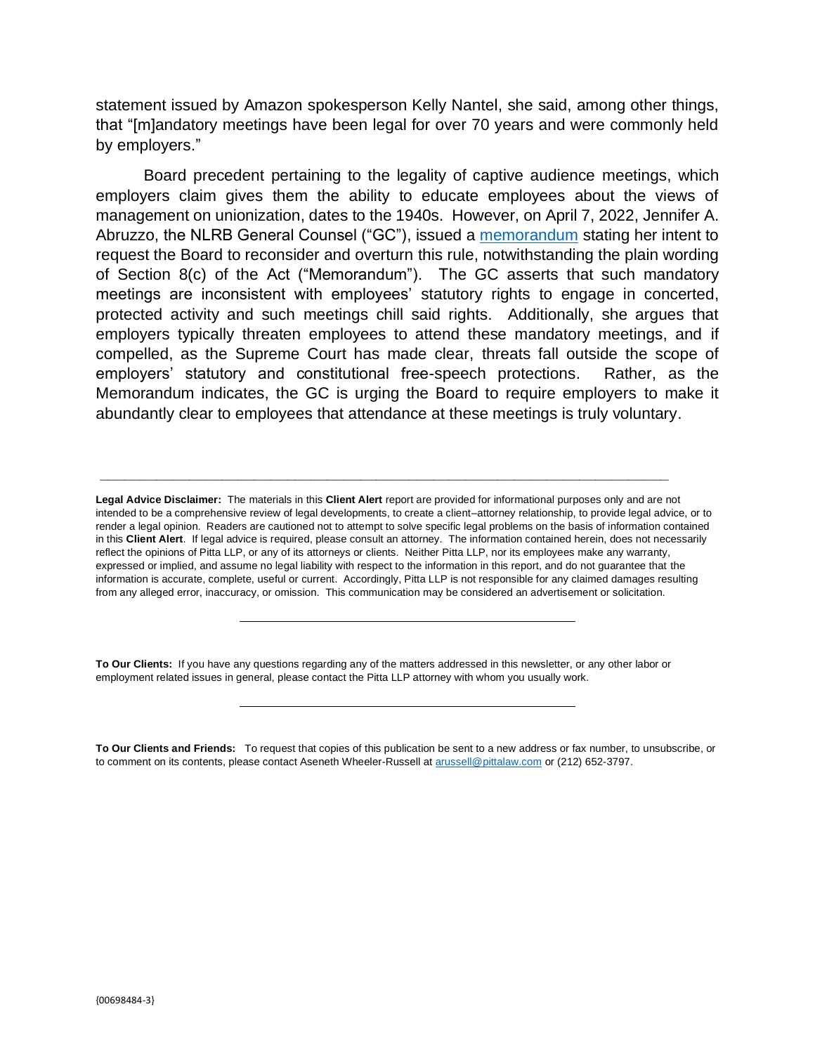statement issued by Amazon spokesperson Kelly Nantel, she said, among other things, that "[m]andatory meetings have been legal for over 70 years and were commonly held by employers."

Board precedent pertaining to the legality of captive audience meetings, which employers claim gives them the ability to educate employees about the views of management on unionization, dates to the 1940s. However, on April 7, 2022, Jennifer A. Abruzzo, the NLRB General Counsel ("GC"), issued a memorandum stating her intent to request the Board to reconsider and overturn this rule, notwithstanding the plain wording of Section 8(c) of the Act ("Memorandum"). The GC asserts that such mandatory meetings are inconsistent with employees' statutory rights to engage in concerted, protected activity and such meetings chill said rights. Additionally, she argues that employers typically threaten employees to attend these mandatory meetings, and if compelled, as the Supreme Court has made clear, threats fall outside the scope of employers' statutory and constitutional free-speech protections. Rather, as the Memorandum indicates, the GC is urging the Board to require employers to make it abundantly clear to employees that attendance at these meetings is truly voluntary.

---

**Legal Advice Disclaimer:** The materials in this **Client Alert** report are provided for informational purposes only and are not intended to be a comprehensive review of legal developments, to create a client–attorney relationship, to provide legal advice, or to render a legal opinion. Readers are cautioned not to attempt to solve specific legal problems on the basis of information contained in this **Client Alert**. If legal advice is required, please consult an attorney. The information contained herein, does not necessarily reflect the opinions of Pitta LLP, or any of its attorneys or clients. Neither Pitta LLP, nor its employees make any warranty, expressed or implied, and assume no legal liability with respect to the information in this report, and do not guarantee that the information is accurate, complete, useful or current. Accordingly, Pitta LLP is not responsible for any claimed damages resulting from any alleged error, inaccuracy, or omission. This communication may be considered an advertisement or solicitation.

---

**To Our Clients:** If you have any questions regarding any of the matters addressed in this newsletter, or any other labor or employment related issues in general, please contact the Pitta LLP attorney with whom you usually work.

---

**To Our Clients and Friends:** To request that copies of this publication be sent to a new address or fax number, to unsubscribe, or to comment on its contents, please contact Aseneth Wheeler-Russell at arussell@pittalaw.com or (212) 652-3797.

{00698484-3}